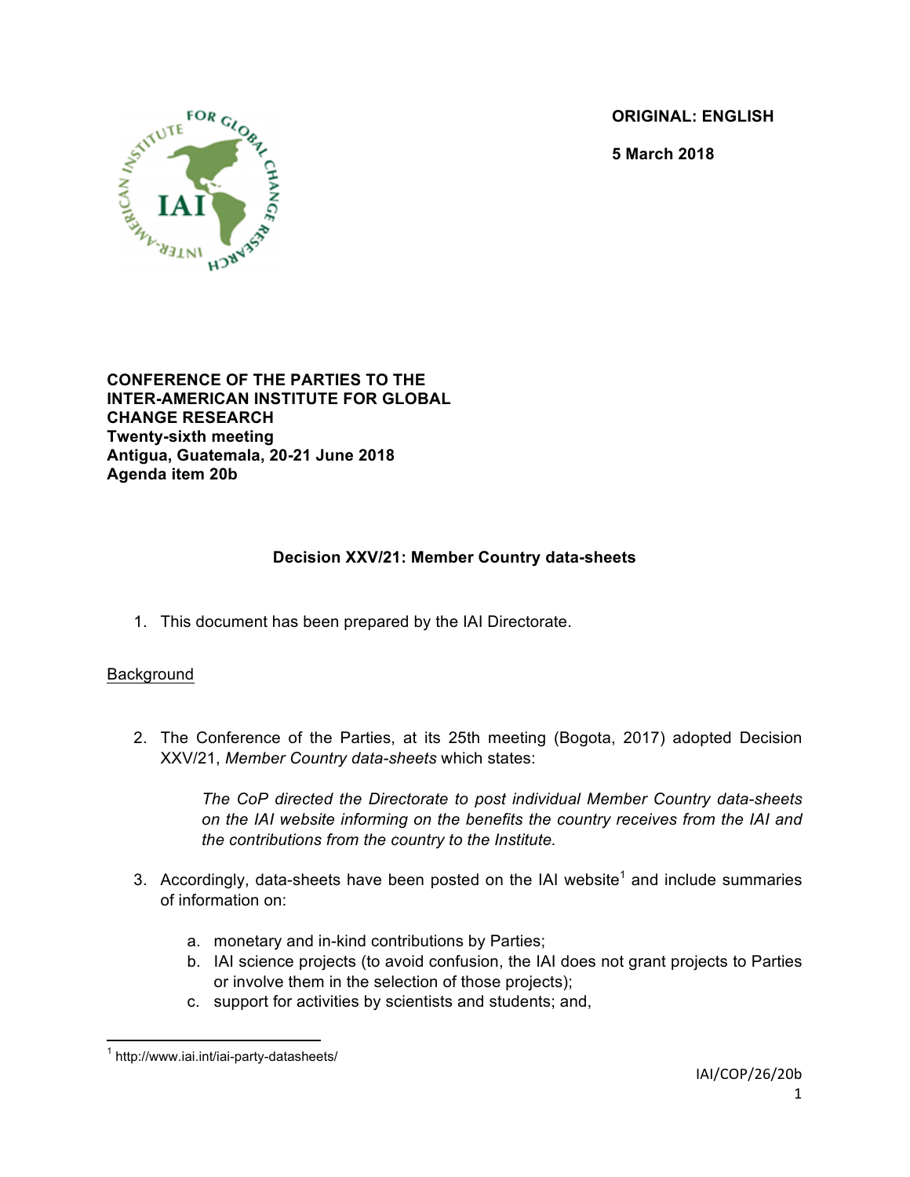**ORIGINAL: ENGLISH**

**5 March 2018**

**CONFERENCE OF THE PARTIES TO THE INTER-AMERICAN INSTITUTE FOR GLOBAL CHANGE RESEARCH**
**Twenty-sixth meeting**
**Antigua, Guatemala, 20-21 June 2018**
**Agenda item 20b**

## Decision XXV/21: Member Country data-sheets

1. This document has been prepared by the IAI Directorate.

Background

2. The Conference of the Parties, at its 25th meeting (Bogota, 2017) adopted Decision XXV/21, *Member Country data-sheets* which states:

   *The CoP directed the Directorate to post individual Member Country data-sheets on the IAI website informing on the benefits the country receives from the IAI and the contributions from the country to the Institute.*

3. Accordingly, data-sheets have been posted on the IAI website[1] and include summaries of information on:

   a. monetary and in-kind contributions by Parties;
   b. IAI science projects (to avoid confusion, the IAI does not grant projects to Parties or involve them in the selection of those projects);
   c. support for activities by scientists and students; and,

[1] http://www.iai.int/iai-party-datasheets/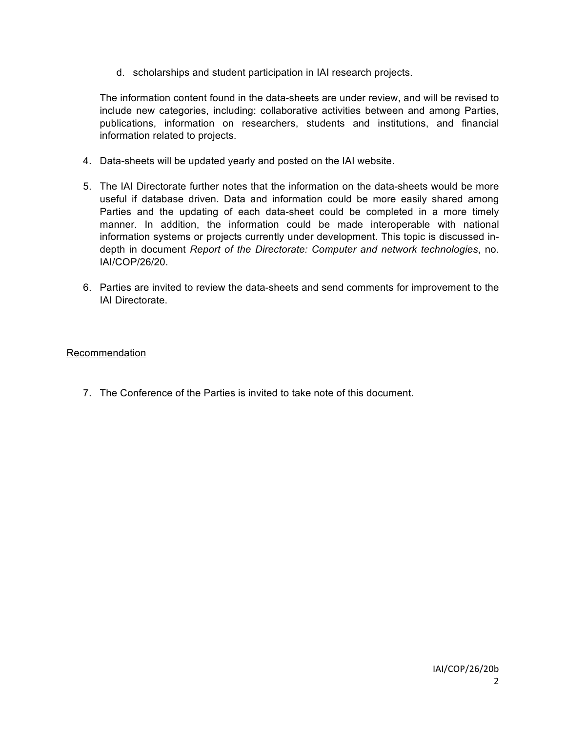d. scholarships and student participation in IAI research projects.

The information content found in the data-sheets are under review, and will be revised to include new categories, including: collaborative activities between and among Parties, publications, information on researchers, students and institutions, and financial information related to projects.

4. Data-sheets will be updated yearly and posted on the IAI website.

5. The IAI Directorate further notes that the information on the data-sheets would be more useful if database driven. Data and information could be more easily shared among Parties and the updating of each data-sheet could be completed in a more timely manner. In addition, the information could be made interoperable with national information systems or projects currently under development. This topic is discussed in-depth in document *Report of the Directorate: Computer and network technologies*, no. IAI/COP/26/20.

6. Parties are invited to review the data-sheets and send comments for improvement to the IAI Directorate.

<u>Recommendation</u>

7. The Conference of the Parties is invited to take note of this document.